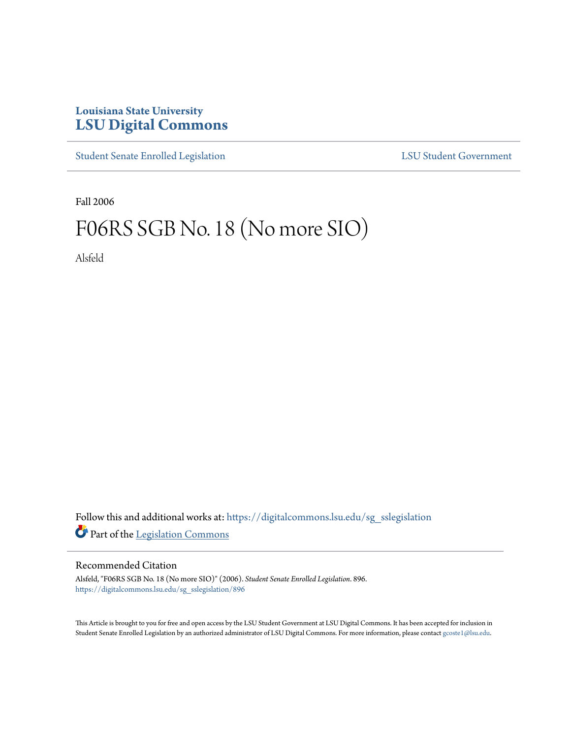# Louisiana State University
# LSU Digital Commons

Student Senate Enrolled Legislation | LSU Student Government

Fall 2006

# F06RS SGB No. 18 (No more SIO)

Alsfeld

Follow this and additional works at: https://digitalcommons.lsu.edu/sg_sslegislation

Part of the Legislation Commons

## Recommended Citation

Alsfeld, "F06RS SGB No. 18 (No more SIO)" (2006). *Student Senate Enrolled Legislation*. 896.
https://digitalcommons.lsu.edu/sg_sslegislation/896

This Article is brought to you for free and open access by the LSU Student Government at LSU Digital Commons. It has been accepted for inclusion in Student Senate Enrolled Legislation by an authorized administrator of LSU Digital Commons. For more information, please contact gcoste1@lsu.edu.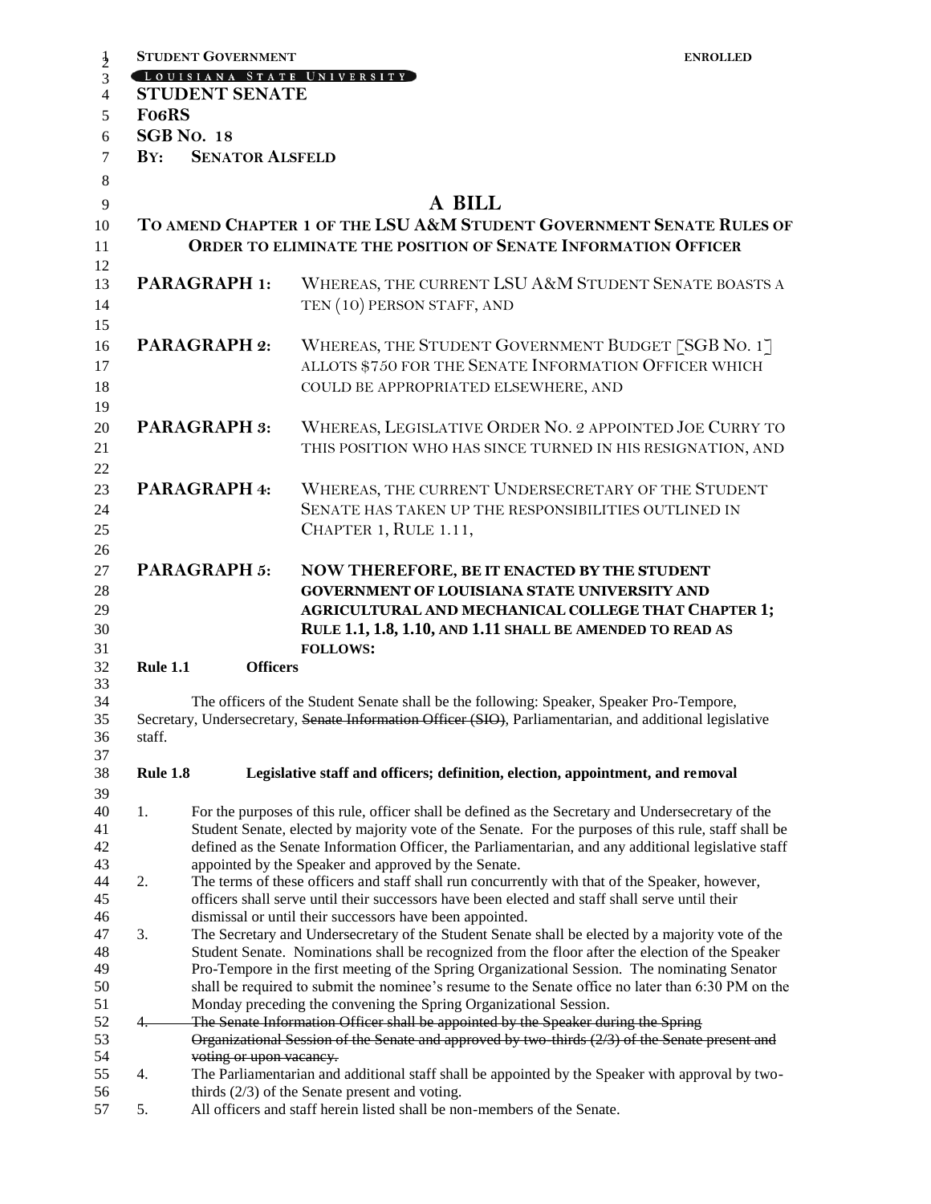**STUDENT GOVERNMENT** **ENROLLED**

LOUISIANA STATE UNIVERSITY

**STUDENT SENATE**

**F06RS**

**SGB NO. 18**

**BY: SENATOR ALSFELD**

# A BILL

## TO AMEND CHAPTER 1 OF THE LSU A&M STUDENT GOVERNMENT SENATE RULES OF ORDER TO ELIMINATE THE POSITION OF SENATE INFORMATION OFFICER

**PARAGRAPH 1:** WHEREAS, THE CURRENT LSU A&M STUDENT SENATE BOASTS A TEN (10) PERSON STAFF, AND

**PARAGRAPH 2:** WHEREAS, THE STUDENT GOVERNMENT BUDGET [SGB NO. 1] ALLOTS $750 FOR THE SENATE INFORMATION OFFICER WHICH COULD BE APPROPRIATED ELSEWHERE, AND

**PARAGRAPH 3:** WHEREAS, LEGISLATIVE ORDER NO. 2 APPOINTED JOE CURRY TO THIS POSITION WHO HAS SINCE TURNED IN HIS RESIGNATION, AND

**PARAGRAPH 4:** WHEREAS, THE CURRENT UNDERSECRETARY OF THE STUDENT SENATE HAS TAKEN UP THE RESPONSIBILITIES OUTLINED IN CHAPTER 1, RULE 1.11,

**PARAGRAPH 5:** **NOW THEREFORE, BE IT ENACTED BY THE STUDENT GOVERNMENT OF LOUISIANA STATE UNIVERSITY AND AGRICULTURAL AND MECHANICAL COLLEGE THAT CHAPTER 1; RULE 1.1, 1.8, 1.10, AND 1.11 SHALL BE AMENDED TO READ AS FOLLOWS:**

**Rule 1.1 Officers**

The officers of the Student Senate shall be the following: Speaker, Speaker Pro-Tempore, Secretary, Undersecretary, ~~Senate Information Officer (SIO)~~, Parliamentarian, and additional legislative staff.

**Rule 1.8 Legislative staff and officers; definition, election, appointment, and removal**

1. For the purposes of this rule, officer shall be defined as the Secretary and Undersecretary of the Student Senate, elected by majority vote of the Senate. For the purposes of this rule, staff shall be defined as the Senate Information Officer, the Parliamentarian, and any additional legislative staff appointed by the Speaker and approved by the Senate.
2. The terms of these officers and staff shall run concurrently with that of the Speaker, however, officers shall serve until their successors have been elected and staff shall serve until their dismissal or until their successors have been appointed.
3. The Secretary and Undersecretary of the Student Senate shall be elected by a majority vote of the Student Senate. Nominations shall be recognized from the floor after the election of the Speaker Pro-Tempore in the first meeting of the Spring Organizational Session. The nominating Senator shall be required to submit the nominee's resume to the Senate office no later than 6:30 PM on the Monday preceding the convening the Spring Organizational Session.

~~4. The Senate Information Officer shall be appointed by the Speaker during the Spring Organizational Session of the Senate and approved by two-thirds (2/3) of the Senate present and voting or upon vacancy.~~

4. The Parliamentarian and additional staff shall be appointed by the Speaker with approval by two-thirds (2/3) of the Senate present and voting.
5. All officers and staff herein listed shall be non-members of the Senate.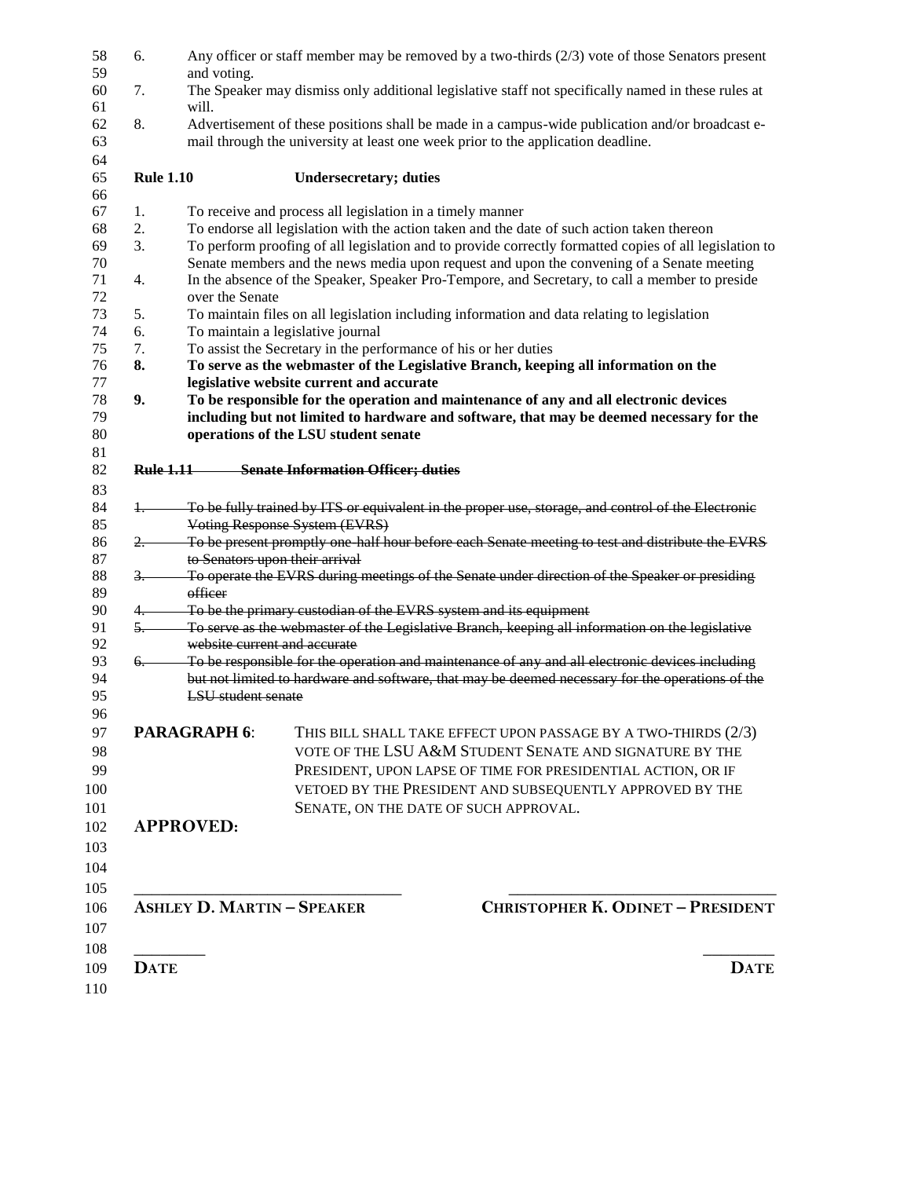6. Any officer or staff member may be removed by a two-thirds (2/3) vote of those Senators present and voting.
7. The Speaker may dismiss only additional legislative staff not specifically named in these rules at will.
8. Advertisement of these positions shall be made in a campus-wide publication and/or broadcast e-mail through the university at least one week prior to the application deadline.

**Rule 1.10 Undersecretary; duties**

1. To receive and process all legislation in a timely manner
2. To endorse all legislation with the action taken and the date of such action taken thereon
3. To perform proofing of all legislation and to provide correctly formatted copies of all legislation to Senate members and the news media upon request and upon the convening of a Senate meeting
4. In the absence of the Speaker, Speaker Pro-Tempore, and Secretary, to call a member to preside over the Senate
5. To maintain files on all legislation including information and data relating to legislation
6. To maintain a legislative journal
7. To assist the Secretary in the performance of his or her duties
8. **To serve as the webmaster of the Legislative Branch, keeping all information on the legislative website current and accurate**
9. **To be responsible for the operation and maintenance of any and all electronic devices including but not limited to hardware and software, that may be deemed necessary for the operations of the LSU student senate**

~~**Rule 1.11 Senate Information Officer; duties**~~

~~1. To be fully trained by ITS or equivalent in the proper use, storage, and control of the Electronic Voting Response System (EVRS)~~
~~2. To be present promptly one-half hour before each Senate meeting to test and distribute the EVRS to Senators upon their arrival~~
~~3. To operate the EVRS during meetings of the Senate under direction of the Speaker or presiding officer~~
~~4. To be the primary custodian of the EVRS system and its equipment~~
~~5. To serve as the webmaster of the Legislative Branch, keeping all information on the legislative website current and accurate~~
~~6. To be responsible for the operation and maintenance of any and all electronic devices including but not limited to hardware and software, that may be deemed necessary for the operations of the LSU student senate~~

**PARAGRAPH 6**: THIS BILL SHALL TAKE EFFECT UPON PASSAGE BY A TWO-THIRDS (2/3) VOTE OF THE LSU A&M STUDENT SENATE AND SIGNATURE BY THE PRESIDENT, UPON LAPSE OF TIME FOR PRESIDENTIAL ACTION, OR IF VETOED BY THE PRESIDENT AND SUBSEQUENTLY APPROVED BY THE SENATE, ON THE DATE OF SUCH APPROVAL.

**APPROVED:**

\_\_\_\_\_\_\_\_\_\_\_\_\_\_\_\_\_\_\_\_\_\_\_\_\_\_\_\_\_\_
**ASHLEY D. MARTIN – SPEAKER**

\_\_\_\_\_\_\_\_
**DATE**

\_\_\_\_\_\_\_\_\_\_\_\_\_\_\_\_\_\_\_\_\_\_\_\_\_\_\_\_\_\_
**CHRISTOPHER K. ODINET – PRESIDENT**

\_\_\_\_\_\_\_\_
**DATE**